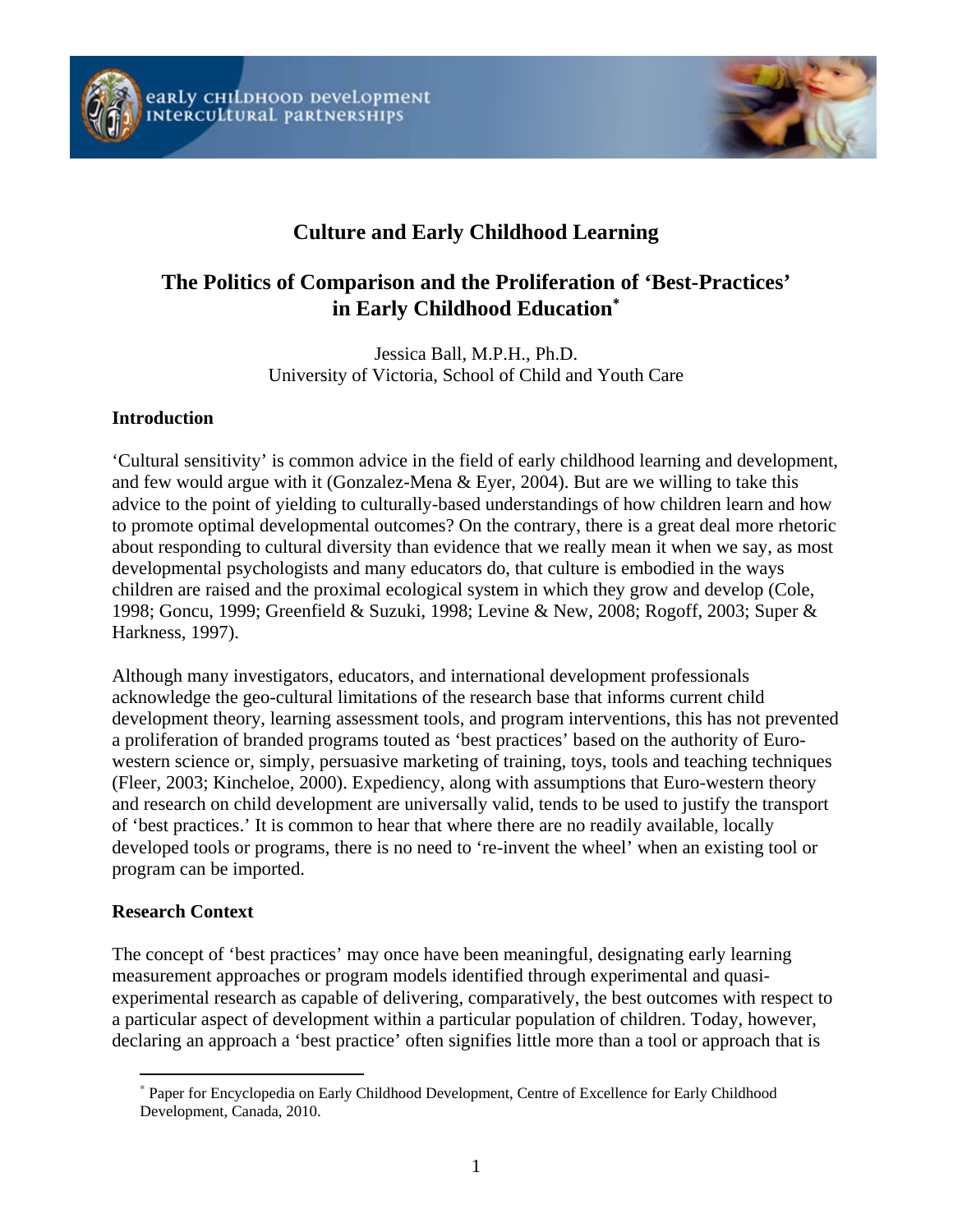# Culture and Early Childhood Learning

## The Politics of Comparison and the Proliferation of 'Best-Practices' in Early Childhood Education*

Jessica Ball, M.P.H., Ph.D.
University of Victoria, School of Child and Youth Care

### Introduction

'Cultural sensitivity' is common advice in the field of early childhood learning and development, and few would argue with it (Gonzalez-Mena & Eyer, 2004). But are we willing to take this advice to the point of yielding to culturally-based understandings of how children learn and how to promote optimal developmental outcomes? On the contrary, there is a great deal more rhetoric about responding to cultural diversity than evidence that we really mean it when we say, as most developmental psychologists and many educators do, that culture is embodied in the ways children are raised and the proximal ecological system in which they grow and develop (Cole, 1998; Goncu, 1999; Greenfield & Suzuki, 1998; Levine & New, 2008; Rogoff, 2003; Super & Harkness, 1997).

Although many investigators, educators, and international development professionals acknowledge the geo-cultural limitations of the research base that informs current child development theory, learning assessment tools, and program interventions, this has not prevented a proliferation of branded programs touted as 'best practices' based on the authority of Euro-western science or, simply, persuasive marketing of training, toys, tools and teaching techniques (Fleer, 2003; Kincheloe, 2000). Expediency, along with assumptions that Euro-western theory and research on child development are universally valid, tends to be used to justify the transport of 'best practices.' It is common to hear that where there are no readily available, locally developed tools or programs, there is no need to 're-invent the wheel' when an existing tool or program can be imported.

### Research Context

The concept of 'best practices' may once have been meaningful, designating early learning measurement approaches or program models identified through experimental and quasi-experimental research as capable of delivering, comparatively, the best outcomes with respect to a particular aspect of development within a particular population of children. Today, however, declaring an approach a 'best practice' often signifies little more than a tool or approach that is

---

* Paper for Encyclopedia on Early Childhood Development, Centre of Excellence for Early Childhood Development, Canada, 2010.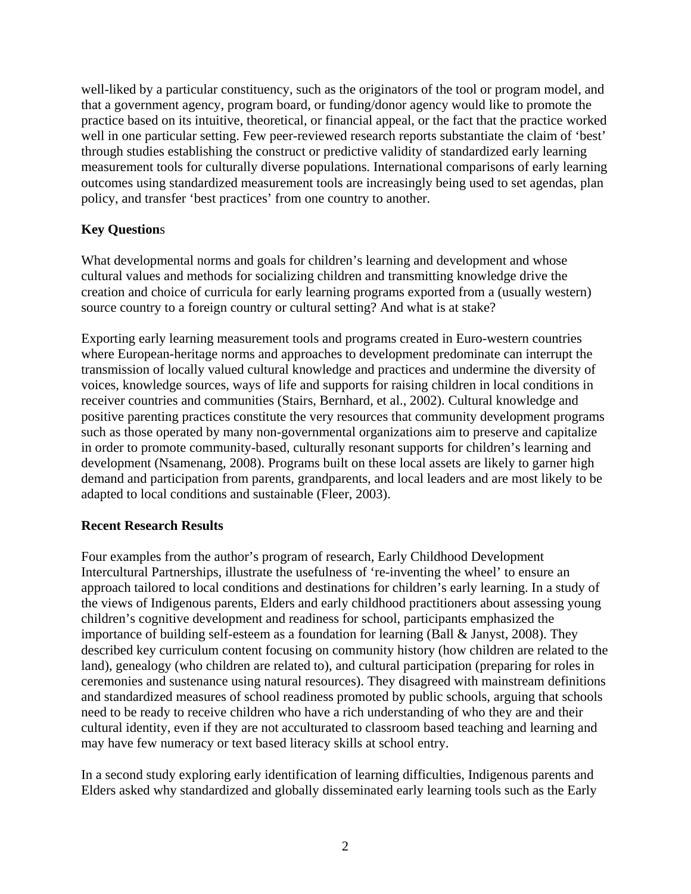well-liked by a particular constituency, such as the originators of the tool or program model, and that a government agency, program board, or funding/donor agency would like to promote the practice based on its intuitive, theoretical, or financial appeal, or the fact that the practice worked well in one particular setting. Few peer-reviewed research reports substantiate the claim of 'best' through studies establishing the construct or predictive validity of standardized early learning measurement tools for culturally diverse populations. International comparisons of early learning outcomes using standardized measurement tools are increasingly being used to set agendas, plan policy, and transfer 'best practices' from one country to another.

## Key Questions

What developmental norms and goals for children's learning and development and whose cultural values and methods for socializing children and transmitting knowledge drive the creation and choice of curricula for early learning programs exported from a (usually western) source country to a foreign country or cultural setting? And what is at stake?

Exporting early learning measurement tools and programs created in Euro-western countries where European-heritage norms and approaches to development predominate can interrupt the transmission of locally valued cultural knowledge and practices and undermine the diversity of voices, knowledge sources, ways of life and supports for raising children in local conditions in receiver countries and communities (Stairs, Bernhard, et al., 2002). Cultural knowledge and positive parenting practices constitute the very resources that community development programs such as those operated by many non-governmental organizations aim to preserve and capitalize in order to promote community-based, culturally resonant supports for children's learning and development (Nsamenang, 2008). Programs built on these local assets are likely to garner high demand and participation from parents, grandparents, and local leaders and are most likely to be adapted to local conditions and sustainable (Fleer, 2003).

## Recent Research Results

Four examples from the author's program of research, Early Childhood Development Intercultural Partnerships, illustrate the usefulness of 're-inventing the wheel' to ensure an approach tailored to local conditions and destinations for children's early learning. In a study of the views of Indigenous parents, Elders and early childhood practitioners about assessing young children's cognitive development and readiness for school, participants emphasized the importance of building self-esteem as a foundation for learning (Ball & Janyst, 2008). They described key curriculum content focusing on community history (how children are related to the land), genealogy (who children are related to), and cultural participation (preparing for roles in ceremonies and sustenance using natural resources). They disagreed with mainstream definitions and standardized measures of school readiness promoted by public schools, arguing that schools need to be ready to receive children who have a rich understanding of who they are and their cultural identity, even if they are not acculturated to classroom based teaching and learning and may have few numeracy or text based literacy skills at school entry.

In a second study exploring early identification of learning difficulties, Indigenous parents and Elders asked why standardized and globally disseminated early learning tools such as the Early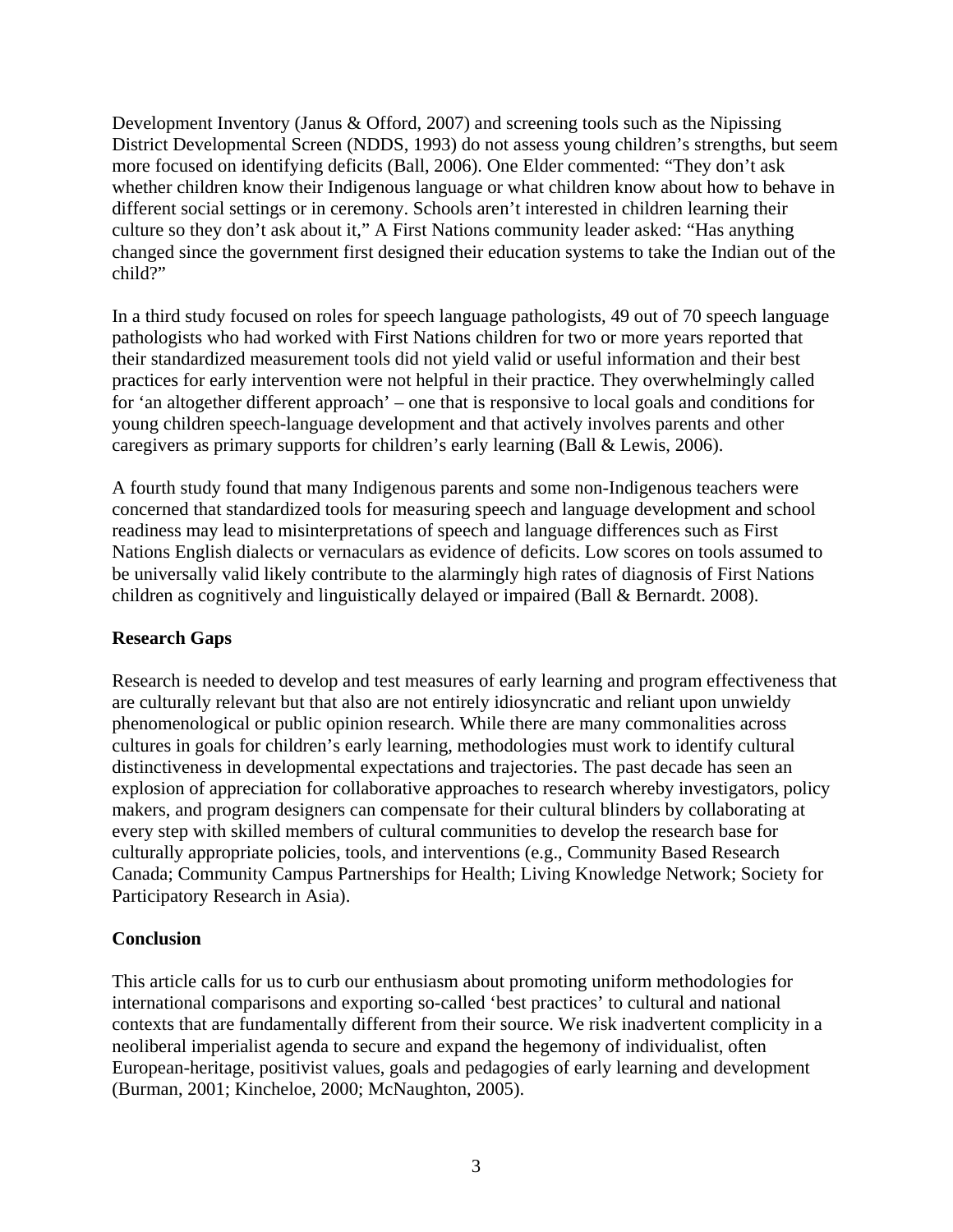Development Inventory (Janus & Offord, 2007) and screening tools such as the Nipissing District Developmental Screen (NDDS, 1993) do not assess young children's strengths, but seem more focused on identifying deficits (Ball, 2006). One Elder commented: "They don't ask whether children know their Indigenous language or what children know about how to behave in different social settings or in ceremony. Schools aren't interested in children learning their culture so they don't ask about it," A First Nations community leader asked: "Has anything changed since the government first designed their education systems to take the Indian out of the child?"

In a third study focused on roles for speech language pathologists, 49 out of 70 speech language pathologists who had worked with First Nations children for two or more years reported that their standardized measurement tools did not yield valid or useful information and their best practices for early intervention were not helpful in their practice. They overwhelmingly called for 'an altogether different approach' – one that is responsive to local goals and conditions for young children speech-language development and that actively involves parents and other caregivers as primary supports for children's early learning (Ball & Lewis, 2006).

A fourth study found that many Indigenous parents and some non-Indigenous teachers were concerned that standardized tools for measuring speech and language development and school readiness may lead to misinterpretations of speech and language differences such as First Nations English dialects or vernaculars as evidence of deficits. Low scores on tools assumed to be universally valid likely contribute to the alarmingly high rates of diagnosis of First Nations children as cognitively and linguistically delayed or impaired (Ball & Bernardt. 2008).

**Research Gaps**

Research is needed to develop and test measures of early learning and program effectiveness that are culturally relevant but that also are not entirely idiosyncratic and reliant upon unwieldy phenomenological or public opinion research. While there are many commonalities across cultures in goals for children's early learning, methodologies must work to identify cultural distinctiveness in developmental expectations and trajectories. The past decade has seen an explosion of appreciation for collaborative approaches to research whereby investigators, policy makers, and program designers can compensate for their cultural blinders by collaborating at every step with skilled members of cultural communities to develop the research base for culturally appropriate policies, tools, and interventions (e.g., Community Based Research Canada; Community Campus Partnerships for Health; Living Knowledge Network; Society for Participatory Research in Asia).

**Conclusion**

This article calls for us to curb our enthusiasm about promoting uniform methodologies for international comparisons and exporting so-called 'best practices' to cultural and national contexts that are fundamentally different from their source. We risk inadvertent complicity in a neoliberal imperialist agenda to secure and expand the hegemony of individualist, often European-heritage, positivist values, goals and pedagogies of early learning and development (Burman, 2001; Kincheloe, 2000; McNaughton, 2005).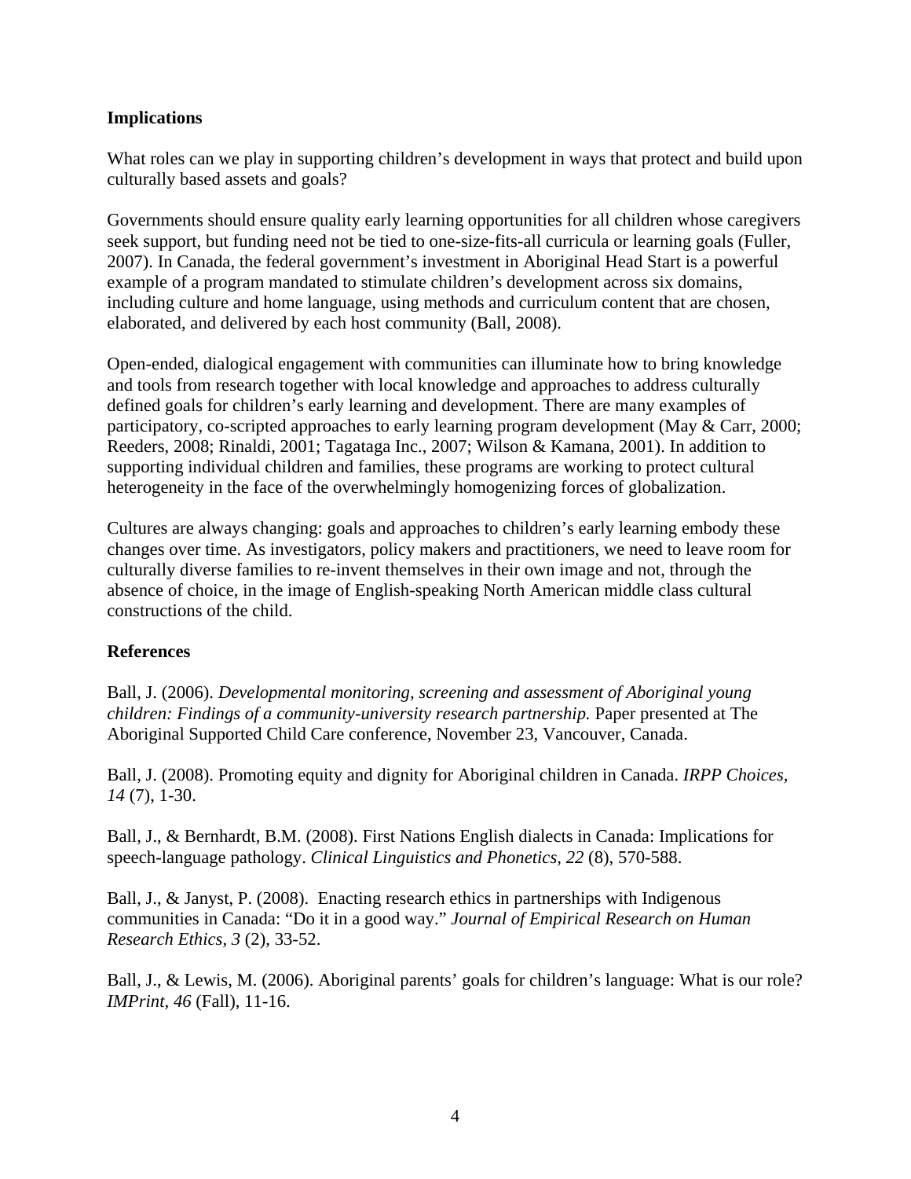**Implications**

What roles can we play in supporting children's development in ways that protect and build upon culturally based assets and goals?

Governments should ensure quality early learning opportunities for all children whose caregivers seek support, but funding need not be tied to one-size-fits-all curricula or learning goals (Fuller, 2007). In Canada, the federal government's investment in Aboriginal Head Start is a powerful example of a program mandated to stimulate children's development across six domains, including culture and home language, using methods and curriculum content that are chosen, elaborated, and delivered by each host community (Ball, 2008).

Open-ended, dialogical engagement with communities can illuminate how to bring knowledge and tools from research together with local knowledge and approaches to address culturally defined goals for children's early learning and development. There are many examples of participatory, co-scripted approaches to early learning program development (May & Carr, 2000; Reeders, 2008; Rinaldi, 2001; Tagataga Inc., 2007; Wilson & Kamana, 2001). In addition to supporting individual children and families, these programs are working to protect cultural heterogeneity in the face of the overwhelmingly homogenizing forces of globalization.

Cultures are always changing: goals and approaches to children's early learning embody these changes over time. As investigators, policy makers and practitioners, we need to leave room for culturally diverse families to re-invent themselves in their own image and not, through the absence of choice, in the image of English-speaking North American middle class cultural constructions of the child.

**References**

Ball, J. (2006). *Developmental monitoring, screening and assessment of Aboriginal young children: Findings of a community-university research partnership.* Paper presented at The Aboriginal Supported Child Care conference, November 23, Vancouver, Canada.

Ball, J. (2008). Promoting equity and dignity for Aboriginal children in Canada. *IRPP Choices, 14* (7), 1-30.

Ball, J., & Bernhardt, B.M. (2008). First Nations English dialects in Canada: Implications for speech-language pathology. *Clinical Linguistics and Phonetics, 22* (8), 570-588.

Ball, J., & Janyst, P. (2008). Enacting research ethics in partnerships with Indigenous communities in Canada: "Do it in a good way." *Journal of Empirical Research on Human Research Ethics, 3* (2), 33-52.

Ball, J., & Lewis, M. (2006). Aboriginal parents' goals for children's language: What is our role? *IMPrint, 46* (Fall), 11-16.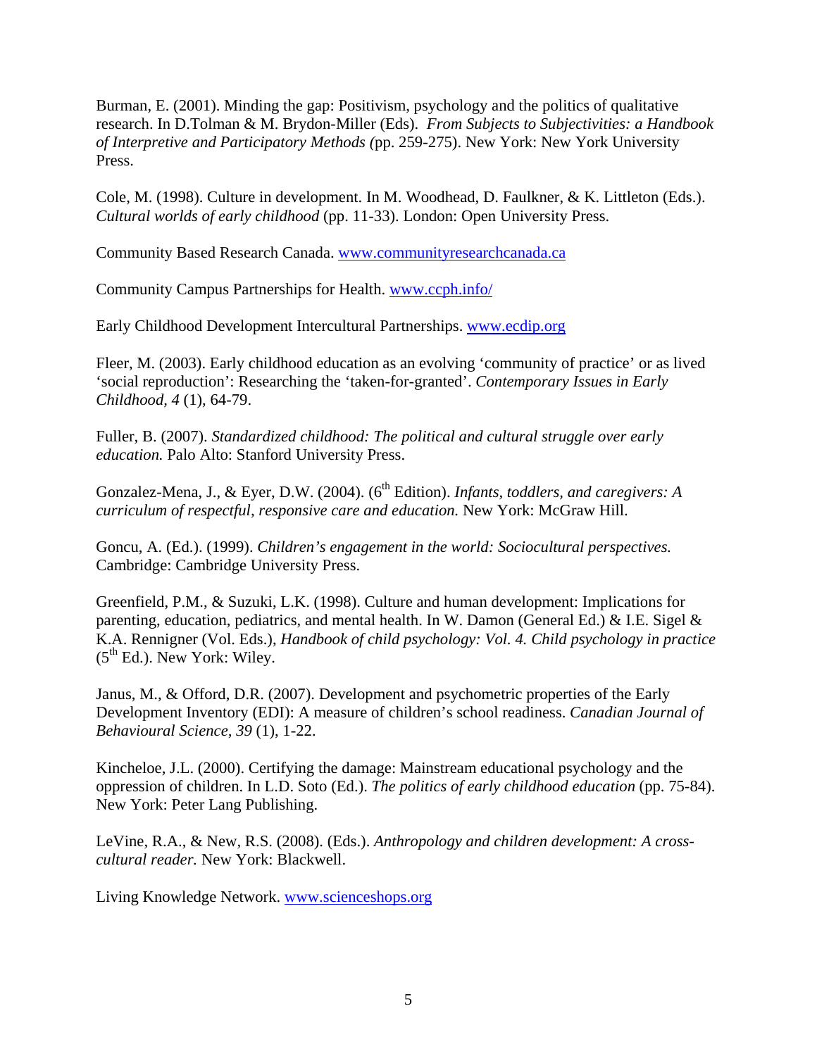Burman, E. (2001). Minding the gap: Positivism, psychology and the politics of qualitative research. In D.Tolman & M. Brydon-Miller (Eds). *From Subjects to Subjectivities: a Handbook of Interpretive and Participatory Methods (*pp. 259-275). New York: New York University Press.

Cole, M. (1998). Culture in development. In M. Woodhead, D. Faulkner, & K. Littleton (Eds.). *Cultural worlds of early childhood* (pp. 11-33). London: Open University Press.

Community Based Research Canada. www.communityresearchcanada.ca

Community Campus Partnerships for Health. www.ccph.info/

Early Childhood Development Intercultural Partnerships. www.ecdip.org

Fleer, M. (2003). Early childhood education as an evolving 'community of practice' or as lived 'social reproduction': Researching the 'taken-for-granted'. *Contemporary Issues in Early Childhood, 4* (1), 64-79.

Fuller, B. (2007). *Standardized childhood: The political and cultural struggle over early education.* Palo Alto: Stanford University Press.

Gonzalez-Mena, J., & Eyer, D.W. (2004). (6th Edition). *Infants, toddlers, and caregivers: A curriculum of respectful, responsive care and education.* New York: McGraw Hill.

Goncu, A. (Ed.). (1999). *Children's engagement in the world: Sociocultural perspectives.* Cambridge: Cambridge University Press.

Greenfield, P.M., & Suzuki, L.K. (1998). Culture and human development: Implications for parenting, education, pediatrics, and mental health. In W. Damon (General Ed.) & I.E. Sigel & K.A. Rennigner (Vol. Eds.), *Handbook of child psychology: Vol. 4. Child psychology in practice* (5th Ed.). New York: Wiley.

Janus, M., & Offord, D.R. (2007). Development and psychometric properties of the Early Development Inventory (EDI): A measure of children's school readiness. *Canadian Journal of Behavioural Science, 39* (1), 1-22.

Kincheloe, J.L. (2000). Certifying the damage: Mainstream educational psychology and the oppression of children. In L.D. Soto (Ed.). *The politics of early childhood education* (pp. 75-84). New York: Peter Lang Publishing.

LeVine, R.A., & New, R.S. (2008). (Eds.). *Anthropology and children development: A cross-cultural reader.* New York: Blackwell.

Living Knowledge Network. www.scienceshops.org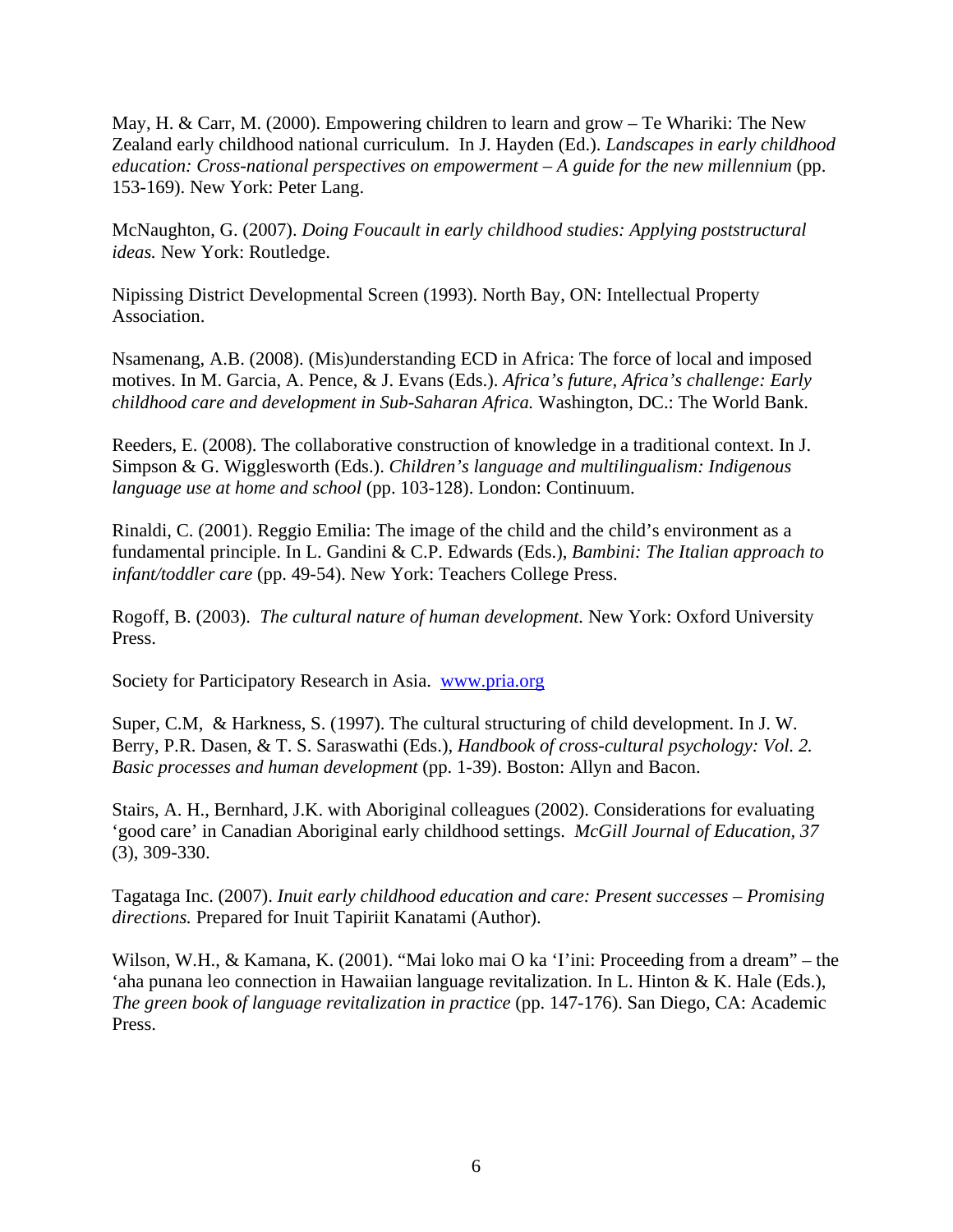May, H. & Carr, M. (2000). Empowering children to learn and grow – Te Whariki: The New Zealand early childhood national curriculum. In J. Hayden (Ed.). *Landscapes in early childhood education: Cross-national perspectives on empowerment – A guide for the new millennium* (pp. 153-169). New York: Peter Lang.

McNaughton, G. (2007). *Doing Foucault in early childhood studies: Applying poststructural ideas.* New York: Routledge.

Nipissing District Developmental Screen (1993). North Bay, ON: Intellectual Property Association.

Nsamenang, A.B. (2008). (Mis)understanding ECD in Africa: The force of local and imposed motives. In M. Garcia, A. Pence, & J. Evans (Eds.). *Africa's future, Africa's challenge: Early childhood care and development in Sub-Saharan Africa.* Washington, DC.: The World Bank.

Reeders, E. (2008). The collaborative construction of knowledge in a traditional context. In J. Simpson & G. Wigglesworth (Eds.). *Children's language and multilingualism: Indigenous language use at home and school* (pp. 103-128). London: Continuum.

Rinaldi, C. (2001). Reggio Emilia: The image of the child and the child's environment as a fundamental principle. In L. Gandini & C.P. Edwards (Eds.), *Bambini: The Italian approach to infant/toddler care* (pp. 49-54). New York: Teachers College Press.

Rogoff, B. (2003). *The cultural nature of human development.* New York: Oxford University Press.

Society for Participatory Research in Asia. [www.pria.org](http://www.pria.org)

Super, C.M, & Harkness, S. (1997). The cultural structuring of child development. In J. W. Berry, P.R. Dasen, & T. S. Saraswathi (Eds.), *Handbook of cross-cultural psychology: Vol. 2. Basic processes and human development* (pp. 1-39). Boston: Allyn and Bacon.

Stairs, A. H., Bernhard, J.K. with Aboriginal colleagues (2002). Considerations for evaluating 'good care' in Canadian Aboriginal early childhood settings. *McGill Journal of Education, 37* (3), 309-330.

Tagataga Inc. (2007). *Inuit early childhood education and care: Present successes – Promising directions.* Prepared for Inuit Tapiriit Kanatami (Author).

Wilson, W.H., & Kamana, K. (2001). "Mai loko mai O ka 'I'ini: Proceeding from a dream" – the 'aha punana leo connection in Hawaiian language revitalization. In L. Hinton & K. Hale (Eds.), *The green book of language revitalization in practice* (pp. 147-176). San Diego, CA: Academic Press.